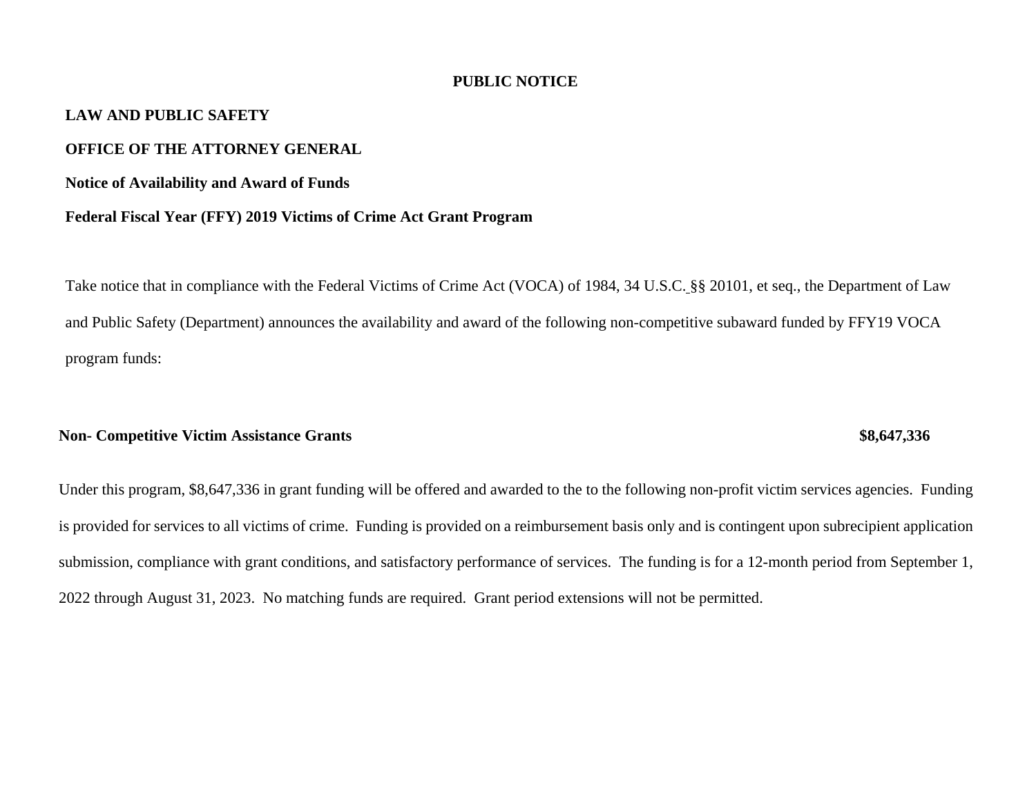**PUBLIC NOTICE**

**LAW AND PUBLIC SAFETY**

**OFFICE OF THE ATTORNEY GENERAL**

**Notice of Availability and Award of Funds**

**Federal Fiscal Year (FFY) 2019 Victims of Crime Act Grant Program**

Take notice that in compliance with the Federal Victims of Crime Act (VOCA) of 1984, 34 U.S.C. §§ 20101, et seq., the Department of Law and Public Safety (Department) announces the availability and award of the following non-competitive subaward funded by FFY19 VOCA program funds:

**Non- Competitive Victim Assistance Grants** **$8,647,336**

Under this program, $8,647,336 in grant funding will be offered and awarded to the to the following non-profit victim services agencies. Funding is provided for services to all victims of crime. Funding is provided on a reimbursement basis only and is contingent upon subrecipient application submission, compliance with grant conditions, and satisfactory performance of services. The funding is for a 12-month period from September 1, 2022 through August 31, 2023. No matching funds are required. Grant period extensions will not be permitted.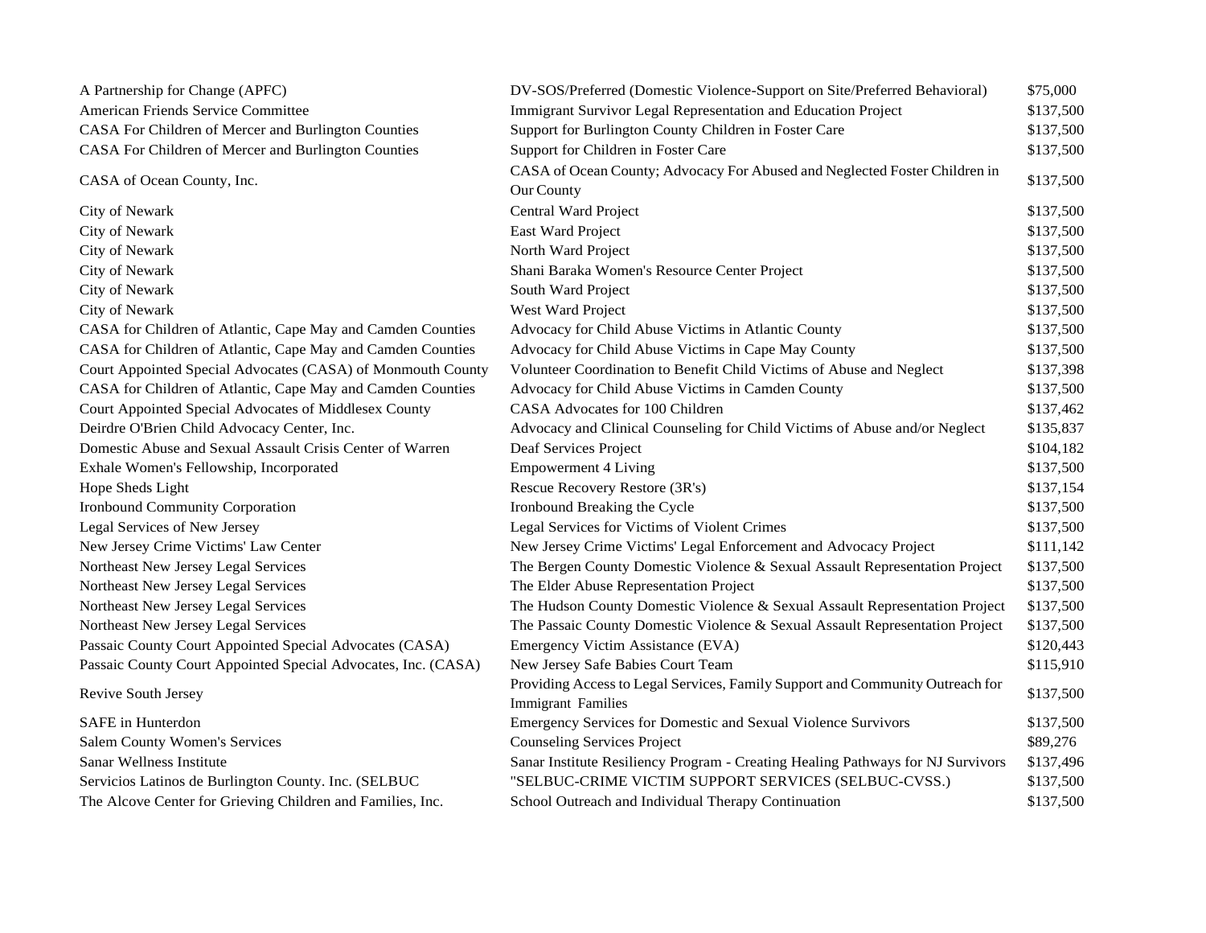| | | |
|---|---|---|
| A Partnership for Change (APFC) | DV-SOS/Preferred (Domestic Violence-Support on Site/Preferred Behavioral) | $75,000 |
| American Friends Service Committee | Immigrant Survivor Legal Representation and Education Project | $137,500 |
| CASA For Children of Mercer and Burlington Counties | Support for Burlington County Children in Foster Care | $137,500 |
| CASA For Children of Mercer and Burlington Counties | Support for Children in Foster Care | $137,500 |
| CASA of Ocean County, Inc. | CASA of Ocean County; Advocacy For Abused and Neglected Foster Children in Our County | $137,500 |
| City of Newark | Central Ward Project | $137,500 |
| City of Newark | East Ward Project | $137,500 |
| City of Newark | North Ward Project | $137,500 |
| City of Newark | Shani Baraka Women's Resource Center Project | $137,500 |
| City of Newark | South Ward Project | $137,500 |
| City of Newark | West Ward Project | $137,500 |
| CASA for Children of Atlantic, Cape May and Camden Counties | Advocacy for Child Abuse Victims in Atlantic County | $137,500 |
| CASA for Children of Atlantic, Cape May and Camden Counties | Advocacy for Child Abuse Victims in Cape May County | $137,500 |
| Court Appointed Special Advocates (CASA) of Monmouth County | Volunteer Coordination to Benefit Child Victims of Abuse and Neglect | $137,398 |
| CASA for Children of Atlantic, Cape May and Camden Counties | Advocacy for Child Abuse Victims in Camden County | $137,500 |
| Court Appointed Special Advocates of Middlesex County | CASA Advocates for 100 Children | $137,462 |
| Deirdre O'Brien Child Advocacy Center, Inc. | Advocacy and Clinical Counseling for Child Victims of Abuse and/or Neglect | $135,837 |
| Domestic Abuse and Sexual Assault Crisis Center of Warren | Deaf Services Project | $104,182 |
| Exhale Women's Fellowship, Incorporated | Empowerment 4 Living | $137,500 |
| Hope Sheds Light | Rescue Recovery Restore (3R's) | $137,154 |
| Ironbound Community Corporation | Ironbound Breaking the Cycle | $137,500 |
| Legal Services of New Jersey | Legal Services for Victims of Violent Crimes | $137,500 |
| New Jersey Crime Victims' Law Center | New Jersey Crime Victims' Legal Enforcement and Advocacy Project | $111,142 |
| Northeast New Jersey Legal Services | The Bergen County Domestic Violence & Sexual Assault Representation Project | $137,500 |
| Northeast New Jersey Legal Services | The Elder Abuse Representation Project | $137,500 |
| Northeast New Jersey Legal Services | The Hudson County Domestic Violence & Sexual Assault Representation Project | $137,500 |
| Northeast New Jersey Legal Services | The Passaic County Domestic Violence & Sexual Assault Representation Project | $137,500 |
| Passaic County Court Appointed Special Advocates (CASA) | Emergency Victim Assistance (EVA) | $120,443 |
| Passaic County Court Appointed Special Advocates, Inc. (CASA) | New Jersey Safe Babies Court Team | $115,910 |
| Revive South Jersey | Providing Access to Legal Services, Family Support and Community Outreach for Immigrant Families | $137,500 |
| SAFE in Hunterdon | Emergency Services for Domestic and Sexual Violence Survivors | $137,500 |
| Salem County Women's Services | Counseling Services Project | $89,276 |
| Sanar Wellness Institute | Sanar Institute Resiliency Program - Creating Healing Pathways for NJ Survivors | $137,496 |
| Servicios Latinos de Burlington County. Inc. (SELBUC | "SELBUC-CRIME VICTIM SUPPORT SERVICES (SELBUC-CVSS.) | $137,500 |
| The Alcove Center for Grieving Children and Families, Inc. | School Outreach and Individual Therapy Continuation | $137,500 |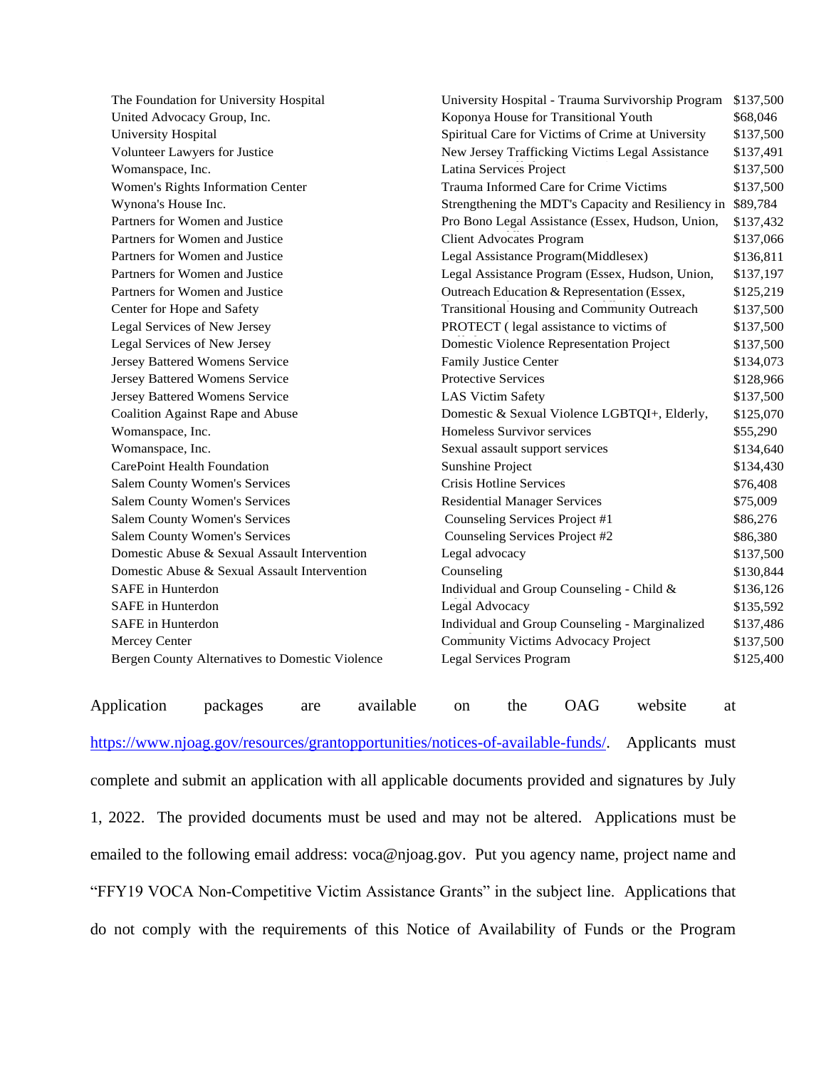| | | |
|---|---|---|
| The Foundation for University Hospital | University Hospital - Trauma Survivorship Program | $137,500 |
| United Advocacy Group, Inc. | Koponya House for Transitional Youth | $68,046 |
| University Hospital | Spiritual Care for Victims of Crime at University | $137,500 |
| Volunteer Lawyers for Justice | New Jersey Trafficking Victims Legal Assistance | $137,491 |
| Womanspace, Inc. | Latina Services Project | $137,500 |
| Women's Rights Information Center | Trauma Informed Care for Crime Victims | $137,500 |
| Wynona's House Inc. | Strengthening the MDT's Capacity and Resiliency in | $89,784 |
| Partners for Women and Justice | Pro Bono Legal Assistance (Essex, Hudson, Union, | $137,432 |
| Partners for Women and Justice | Client Advocates Program | $137,066 |
| Partners for Women and Justice | Legal Assistance Program(Middlesex) | $136,811 |
| Partners for Women and Justice | Legal Assistance Program (Essex, Hudson, Union, | $137,197 |
| Partners for Women and Justice | Outreach Education & Representation (Essex, | $125,219 |
| Center for Hope and Safety | Transitional Housing and Community Outreach | $137,500 |
| Legal Services of New Jersey | PROTECT ( legal assistance to victims of | $137,500 |
| Legal Services of New Jersey | Domestic Violence Representation Project | $137,500 |
| Jersey Battered Womens Service | Family Justice Center | $134,073 |
| Jersey Battered Womens Service | Protective Services | $128,966 |
| Jersey Battered Womens Service | LAS Victim Safety | $137,500 |
| Coalition Against Rape and Abuse | Domestic & Sexual Violence LGBTQI+, Elderly, | $125,070 |
| Womanspace, Inc. | Homeless Survivor services | $55,290 |
| Womanspace, Inc. | Sexual assault support services | $134,640 |
| CarePoint Health Foundation | Sunshine Project | $134,430 |
| Salem County Women's Services | Crisis Hotline Services | $76,408 |
| Salem County Women's Services | Residential Manager Services | $75,009 |
| Salem County Women's Services | Counseling Services Project #1 | $86,276 |
| Salem County Women's Services | Counseling Services Project #2 | $86,380 |
| Domestic Abuse & Sexual Assault Intervention | Legal advocacy | $137,500 |
| Domestic Abuse & Sexual Assault Intervention | Counseling | $130,844 |
| SAFE in Hunterdon | Individual and Group Counseling - Child & | $136,126 |
| SAFE in Hunterdon | Legal Advocacy | $135,592 |
| SAFE in Hunterdon | Individual and Group Counseling - Marginalized | $137,486 |
| Mercey Center | Community Victims Advocacy Project | $137,500 |
| Bergen County Alternatives to Domestic Violence | Legal Services Program | $125,400 |

Application packages are available on the OAG website at https://www.njoag.gov/resources/grantopportunities/notices-of-available-funds/. Applicants must complete and submit an application with all applicable documents provided and signatures by July 1, 2022. The provided documents must be used and may not be altered. Applications must be emailed to the following email address: voca@njoag.gov. Put you agency name, project name and "FFY19 VOCA Non-Competitive Victim Assistance Grants" in the subject line. Applications that do not comply with the requirements of this Notice of Availability of Funds or the Program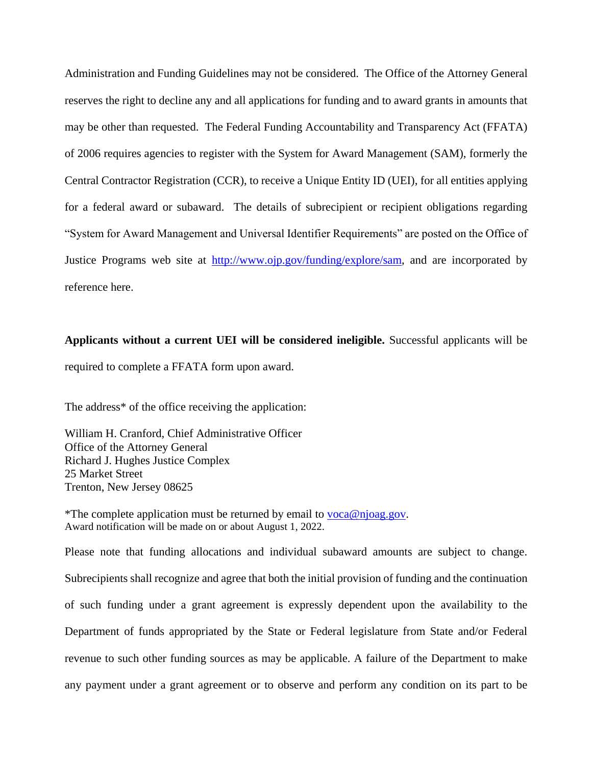Administration and Funding Guidelines may not be considered. The Office of the Attorney General reserves the right to decline any and all applications for funding and to award grants in amounts that may be other than requested. The Federal Funding Accountability and Transparency Act (FFATA) of 2006 requires agencies to register with the System for Award Management (SAM), formerly the Central Contractor Registration (CCR), to receive a Unique Entity ID (UEI), for all entities applying for a federal award or subaward. The details of subrecipient or recipient obligations regarding "System for Award Management and Universal Identifier Requirements" are posted on the Office of Justice Programs web site at [http://www.ojp.gov/funding/explore/sam](http://www.ojp.gov/funding/explore/sam), and are incorporated by reference here.

**Applicants without a current UEI will be considered ineligible.** Successful applicants will be required to complete a FFATA form upon award.

The address* of the office receiving the application:

William H. Cranford, Chief Administrative Officer
Office of the Attorney General
Richard J. Hughes Justice Complex
25 Market Street
Trenton, New Jersey 08625

*The complete application must be returned by email to [voca@njoag.gov](mailto:voca@njoag.gov).
Award notification will be made on or about August 1, 2022.

Please note that funding allocations and individual subaward amounts are subject to change. Subrecipients shall recognize and agree that both the initial provision of funding and the continuation of such funding under a grant agreement is expressly dependent upon the availability to the Department of funds appropriated by the State or Federal legislature from State and/or Federal revenue to such other funding sources as may be applicable. A failure of the Department to make any payment under a grant agreement or to observe and perform any condition on its part to be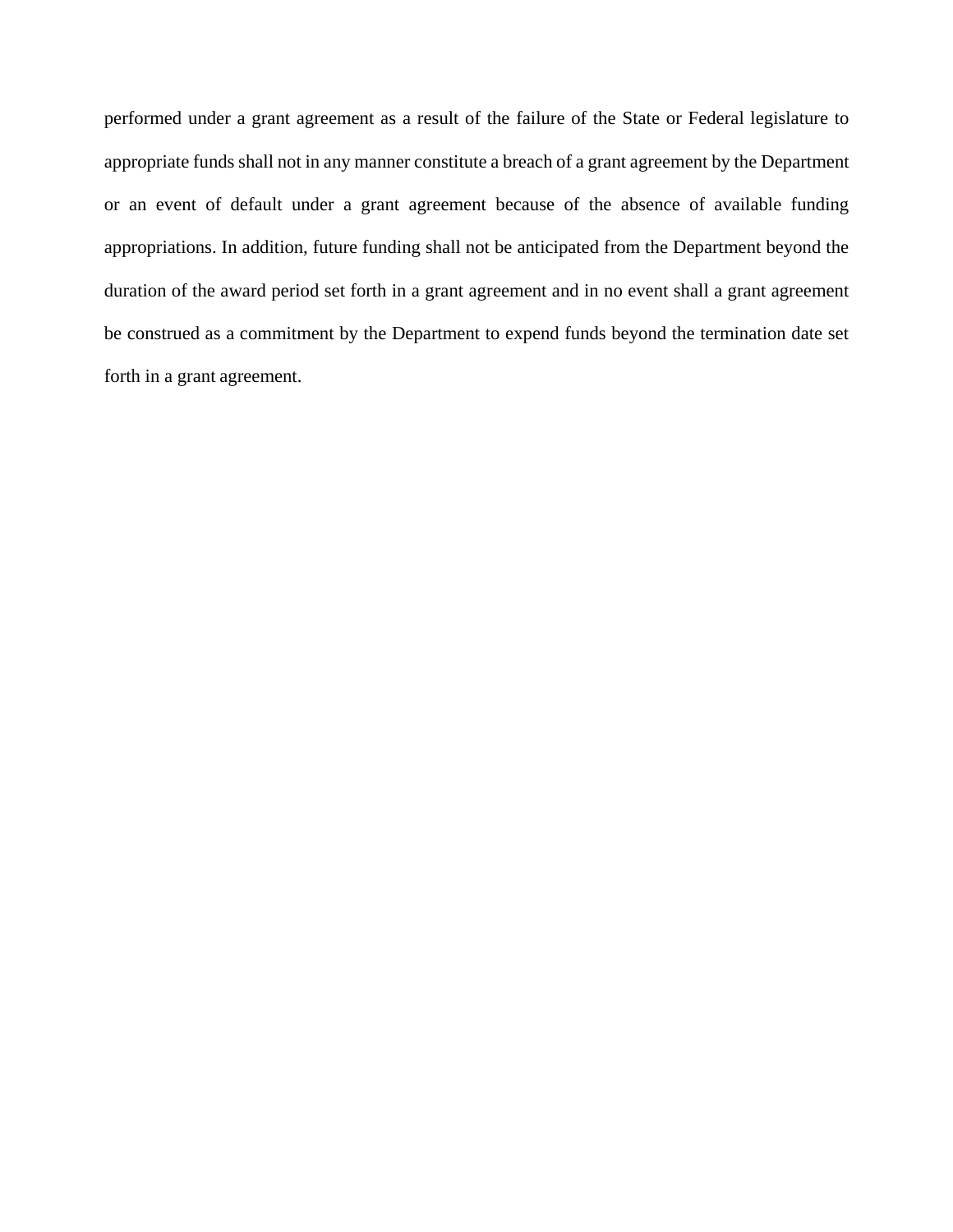performed under a grant agreement as a result of the failure of the State or Federal legislature to appropriate funds shall not in any manner constitute a breach of a grant agreement by the Department or an event of default under a grant agreement because of the absence of available funding appropriations. In addition, future funding shall not be anticipated from the Department beyond the duration of the award period set forth in a grant agreement and in no event shall a grant agreement be construed as a commitment by the Department to expend funds beyond the termination date set forth in a grant agreement.